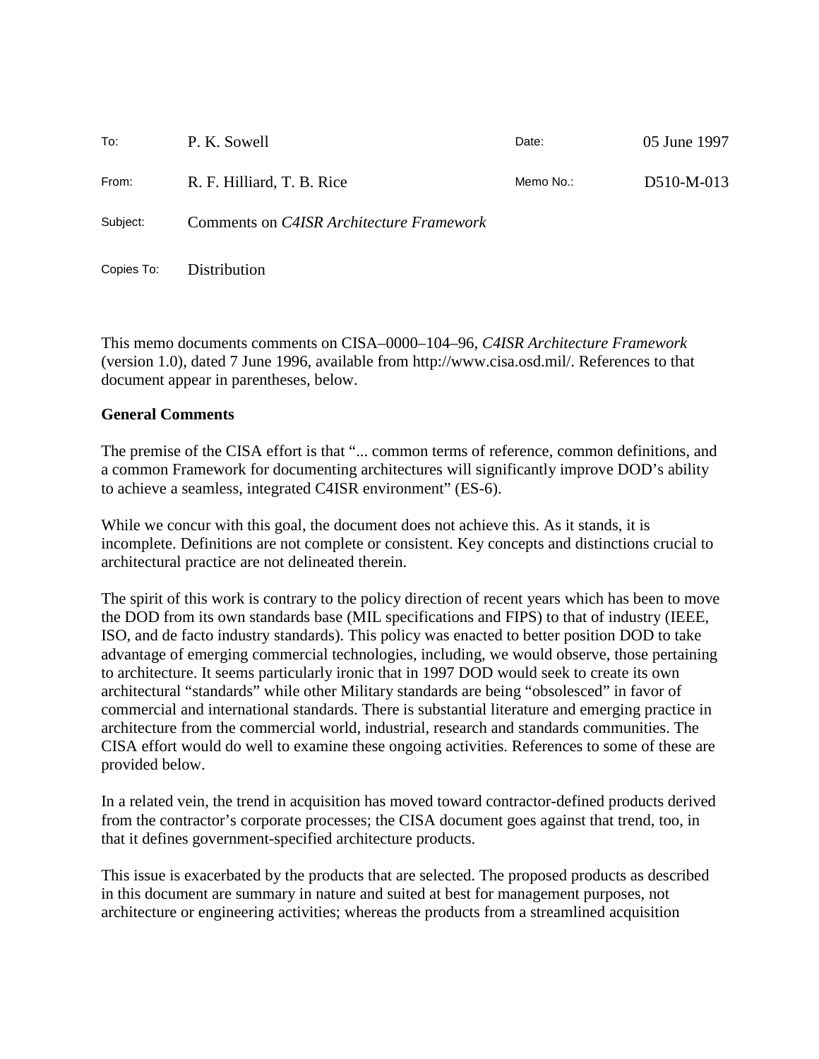| | | | |
|---|---|---|---|
| To: | P. K. Sowell | Date: | 05 June 1997 |
| From: | R. F. Hilliard, T. B. Rice | Memo No.: | D510-M-013 |
| Subject: | Comments on *C4ISR Architecture Framework* | | |
| Copies To: | Distribution | | |

This memo documents comments on CISA–0000–104–96, *C4ISR Architecture Framework* (version 1.0), dated 7 June 1996, available from http://www.cisa.osd.mil/. References to that document appear in parentheses, below.

**General Comments**

The premise of the CISA effort is that "... common terms of reference, common definitions, and a common Framework for documenting architectures will significantly improve DOD's ability to achieve a seamless, integrated C4ISR environment" (ES-6).

While we concur with this goal, the document does not achieve this. As it stands, it is incomplete. Definitions are not complete or consistent. Key concepts and distinctions crucial to architectural practice are not delineated therein.

The spirit of this work is contrary to the policy direction of recent years which has been to move the DOD from its own standards base (MIL specifications and FIPS) to that of industry (IEEE, ISO, and de facto industry standards). This policy was enacted to better position DOD to take advantage of emerging commercial technologies, including, we would observe, those pertaining to architecture. It seems particularly ironic that in 1997 DOD would seek to create its own architectural "standards" while other Military standards are being "obsolesced" in favor of commercial and international standards. There is substantial literature and emerging practice in architecture from the commercial world, industrial, research and standards communities. The CISA effort would do well to examine these ongoing activities. References to some of these are provided below.

In a related vein, the trend in acquisition has moved toward contractor-defined products derived from the contractor's corporate processes; the CISA document goes against that trend, too, in that it defines government-specified architecture products.

This issue is exacerbated by the products that are selected. The proposed products as described in this document are summary in nature and suited at best for management purposes, not architecture or engineering activities; whereas the products from a streamlined acquisition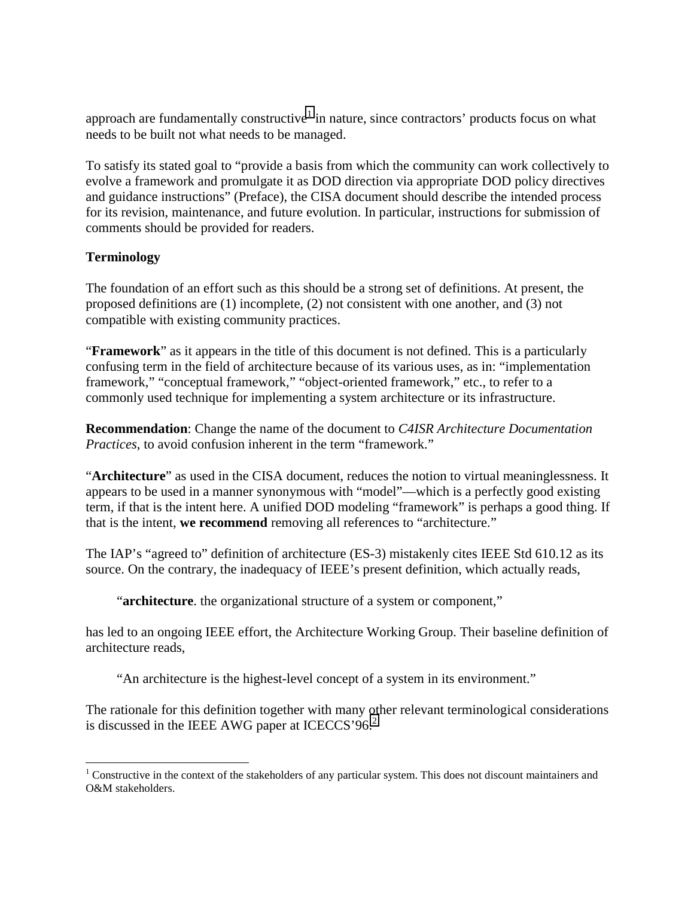approach are fundamentally constructive[1] in nature, since contractors' products focus on what needs to be built not what needs to be managed.

To satisfy its stated goal to "provide a basis from which the community can work collectively to evolve a framework and promulgate it as DOD direction via appropriate DOD policy directives and guidance instructions" (Preface), the CISA document should describe the intended process for its revision, maintenance, and future evolution. In particular, instructions for submission of comments should be provided for readers.

**Terminology**

The foundation of an effort such as this should be a strong set of definitions. At present, the proposed definitions are (1) incomplete, (2) not consistent with one another, and (3) not compatible with existing community practices.

"**Framework**" as it appears in the title of this document is not defined. This is a particularly confusing term in the field of architecture because of its various uses, as in: "implementation framework," "conceptual framework," "object-oriented framework," etc., to refer to a commonly used technique for implementing a system architecture or its infrastructure.

**Recommendation**: Change the name of the document to *C4ISR Architecture Documentation Practices*, to avoid confusion inherent in the term "framework."

"**Architecture**" as used in the CISA document, reduces the notion to virtual meaninglessness. It appears to be used in a manner synonymous with "model"—which is a perfectly good existing term, if that is the intent here. A unified DOD modeling "framework" is perhaps a good thing. If that is the intent, **we recommend** removing all references to "architecture."

The IAP's "agreed to" definition of architecture (ES-3) mistakenly cites IEEE Std 610.12 as its source. On the contrary, the inadequacy of IEEE's present definition, which actually reads,

> "**architecture**. the organizational structure of a system or component,"

has led to an ongoing IEEE effort, the Architecture Working Group. Their baseline definition of architecture reads,

> "An architecture is the highest-level concept of a system in its environment."

The rationale for this definition together with many other relevant terminological considerations is discussed in the IEEE AWG paper at ICECCS'96.[2]

---

[1] Constructive in the context of the stakeholders of any particular system. This does not discount maintainers and O&M stakeholders.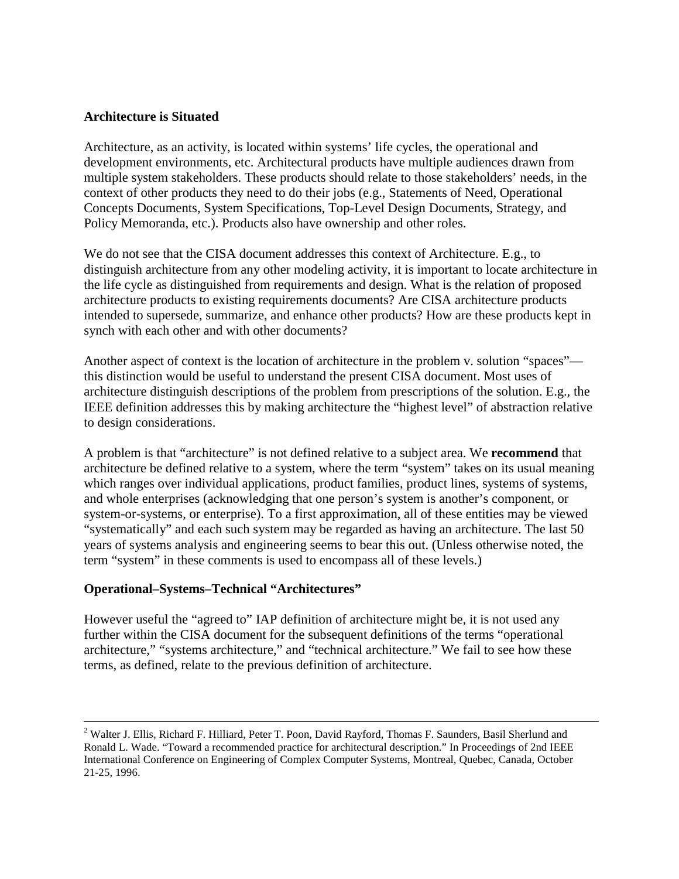**Architecture is Situated**

Architecture, as an activity, is located within systems' life cycles, the operational and development environments, etc. Architectural products have multiple audiences drawn from multiple system stakeholders. These products should relate to those stakeholders' needs, in the context of other products they need to do their jobs (e.g., Statements of Need, Operational Concepts Documents, System Specifications, Top-Level Design Documents, Strategy, and Policy Memoranda, etc.). Products also have ownership and other roles.

We do not see that the CISA document addresses this context of Architecture. E.g., to distinguish architecture from any other modeling activity, it is important to locate architecture in the life cycle as distinguished from requirements and design. What is the relation of proposed architecture products to existing requirements documents? Are CISA architecture products intended to supersede, summarize, and enhance other products? How are these products kept in synch with each other and with other documents?

Another aspect of context is the location of architecture in the problem v. solution "spaces"—this distinction would be useful to understand the present CISA document. Most uses of architecture distinguish descriptions of the problem from prescriptions of the solution. E.g., the IEEE definition addresses this by making architecture the "highest level" of abstraction relative to design considerations.

A problem is that "architecture" is not defined relative to a subject area. We **recommend** that architecture be defined relative to a system, where the term "system" takes on its usual meaning which ranges over individual applications, product families, product lines, systems of systems, and whole enterprises (acknowledging that one person's system is another's component, or system-or-systems, or enterprise). To a first approximation, all of these entities may be viewed "systematically" and each such system may be regarded as having an architecture. The last 50 years of systems analysis and engineering seems to bear this out. (Unless otherwise noted, the term "system" in these comments is used to encompass all of these levels.)

**Operational–Systems–Technical "Architectures"**

However useful the "agreed to" IAP definition of architecture might be, it is not used any further within the CISA document for the subsequent definitions of the terms "operational architecture," "systems architecture," and "technical architecture." We fail to see how these terms, as defined, relate to the previous definition of architecture.

---

[2] Walter J. Ellis, Richard F. Hilliard, Peter T. Poon, David Rayford, Thomas F. Saunders, Basil Sherlund and Ronald L. Wade. "Toward a recommended practice for architectural description." In Proceedings of 2nd IEEE International Conference on Engineering of Complex Computer Systems, Montreal, Quebec, Canada, October 21-25, 1996.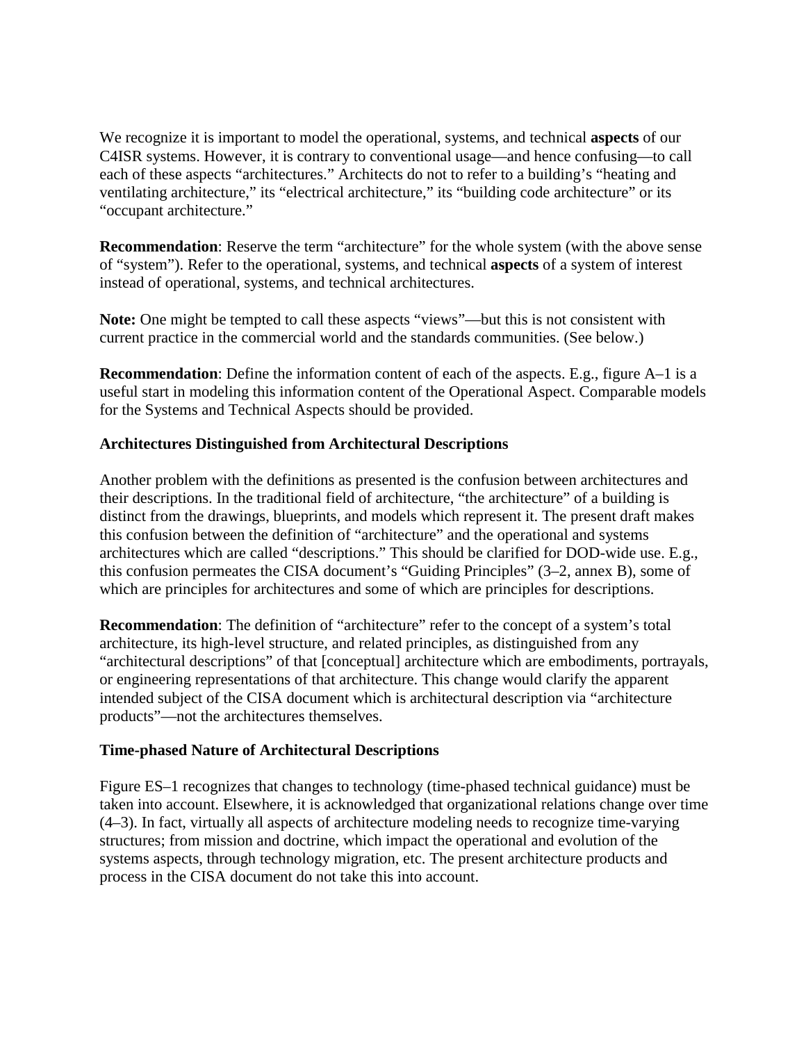We recognize it is important to model the operational, systems, and technical **aspects** of our C4ISR systems. However, it is contrary to conventional usage—and hence confusing—to call each of these aspects "architectures." Architects do not to refer to a building's "heating and ventilating architecture," its "electrical architecture," its "building code architecture" or its "occupant architecture."

**Recommendation**: Reserve the term "architecture" for the whole system (with the above sense of "system"). Refer to the operational, systems, and technical **aspects** of a system of interest instead of operational, systems, and technical architectures.

**Note:** One might be tempted to call these aspects "views"—but this is not consistent with current practice in the commercial world and the standards communities. (See below.)

**Recommendation**: Define the information content of each of the aspects. E.g., figure A–1 is a useful start in modeling this information content of the Operational Aspect. Comparable models for the Systems and Technical Aspects should be provided.

### Architectures Distinguished from Architectural Descriptions

Another problem with the definitions as presented is the confusion between architectures and their descriptions. In the traditional field of architecture, "the architecture" of a building is distinct from the drawings, blueprints, and models which represent it. The present draft makes this confusion between the definition of "architecture" and the operational and systems architectures which are called "descriptions." This should be clarified for DOD-wide use. E.g., this confusion permeates the CISA document's "Guiding Principles" (3–2, annex B), some of which are principles for architectures and some of which are principles for descriptions.

**Recommendation**: The definition of "architecture" refer to the concept of a system's total architecture, its high-level structure, and related principles, as distinguished from any "architectural descriptions" of that [conceptual] architecture which are embodiments, portrayals, or engineering representations of that architecture. This change would clarify the apparent intended subject of the CISA document which is architectural description via "architecture products"—not the architectures themselves.

### Time-phased Nature of Architectural Descriptions

Figure ES–1 recognizes that changes to technology (time-phased technical guidance) must be taken into account. Elsewhere, it is acknowledged that organizational relations change over time (4–3). In fact, virtually all aspects of architecture modeling needs to recognize time-varying structures; from mission and doctrine, which impact the operational and evolution of the systems aspects, through technology migration, etc. The present architecture products and process in the CISA document do not take this into account.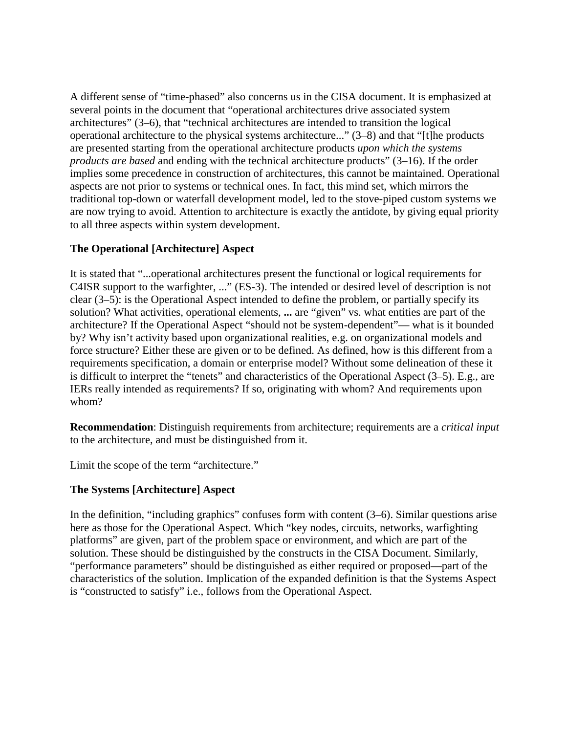A different sense of “time-phased” also concerns us in the CISA document. It is emphasized at several points in the document that “operational architectures drive associated system architectures” (3–6), that “technical architectures are intended to transition the logical operational architecture to the physical systems architecture...” (3–8) and that “[t]he products are presented starting from the operational architecture products *upon which the systems products are based* and ending with the technical architecture products” (3–16). If the order implies some precedence in construction of architectures, this cannot be maintained. Operational aspects are not prior to systems or technical ones. In fact, this mind set, which mirrors the traditional top-down or waterfall development model, led to the stove-piped custom systems we are now trying to avoid. Attention to architecture is exactly the antidote, by giving equal priority to all three aspects within system development.

**The Operational [Architecture] Aspect**

It is stated that “...operational architectures present the functional or logical requirements for C4ISR support to the warfighter, ...” (ES-3). The intended or desired level of description is not clear (3–5): is the Operational Aspect intended to define the problem, or partially specify its solution? What activities, operational elements, **...** are “given” vs. what entities are part of the architecture? If the Operational Aspect “should not be system-dependent”— what is it bounded by? Why isn’t activity based upon organizational realities, e.g. on organizational models and force structure? Either these are given or to be defined. As defined, how is this different from a requirements specification, a domain or enterprise model? Without some delineation of these it is difficult to interpret the “tenets” and characteristics of the Operational Aspect (3–5). E.g., are IERs really intended as requirements? If so, originating with whom? And requirements upon whom?

**Recommendation**: Distinguish requirements from architecture; requirements are a *critical input* to the architecture, and must be distinguished from it.

Limit the scope of the term “architecture.”

**The Systems [Architecture] Aspect**

In the definition, “including graphics” confuses form with content (3–6). Similar questions arise here as those for the Operational Aspect. Which “key nodes, circuits, networks, warfighting platforms” are given, part of the problem space or environment, and which are part of the solution. These should be distinguished by the constructs in the CISA Document. Similarly, “performance parameters” should be distinguished as either required or proposed—part of the characteristics of the solution. Implication of the expanded definition is that the Systems Aspect is “constructed to satisfy” i.e., follows from the Operational Aspect.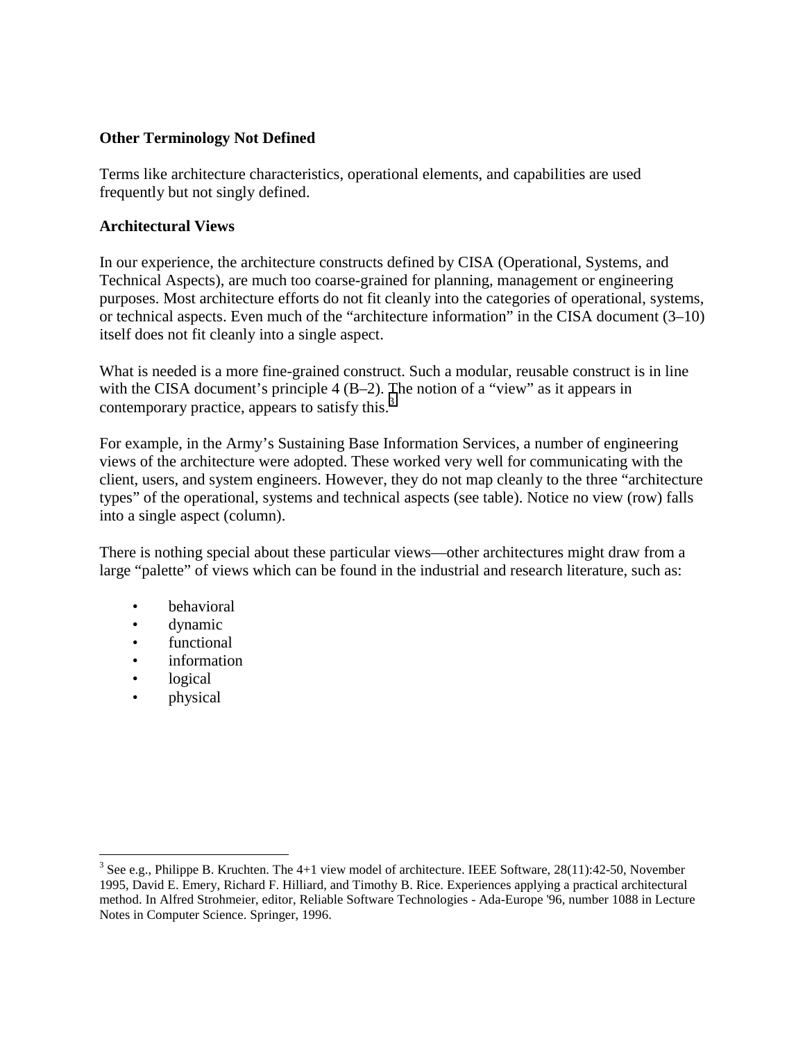**Other Terminology Not Defined**

Terms like architecture characteristics, operational elements, and capabilities are used frequently but not singly defined.

**Architectural Views**

In our experience, the architecture constructs defined by CISA (Operational, Systems, and Technical Aspects), are much too coarse-grained for planning, management or engineering purposes. Most architecture efforts do not fit cleanly into the categories of operational, systems, or technical aspects. Even much of the "architecture information" in the CISA document (3–10) itself does not fit cleanly into a single aspect.

What is needed is a more fine-grained construct. Such a modular, reusable construct is in line with the CISA document's principle 4 (B–2). The notion of a "view" as it appears in contemporary practice, appears to satisfy this.[3]

For example, in the Army's Sustaining Base Information Services, a number of engineering views of the architecture were adopted. These worked very well for communicating with the client, users, and system engineers. However, they do not map cleanly to the three "architecture types" of the operational, systems and technical aspects (see table). Notice no view (row) falls into a single aspect (column).

There is nothing special about these particular views—other architectures might draw from a large "palette" of views which can be found in the industrial and research literature, such as:

- behavioral
- dynamic
- functional
- information
- logical
- physical

[3] See e.g., Philippe B. Kruchten. The 4+1 view model of architecture. IEEE Software, 28(11):42-50, November 1995, David E. Emery, Richard F. Hilliard, and Timothy B. Rice. Experiences applying a practical architectural method. In Alfred Strohmeier, editor, Reliable Software Technologies - Ada-Europe '96, number 1088 in Lecture Notes in Computer Science. Springer, 1996.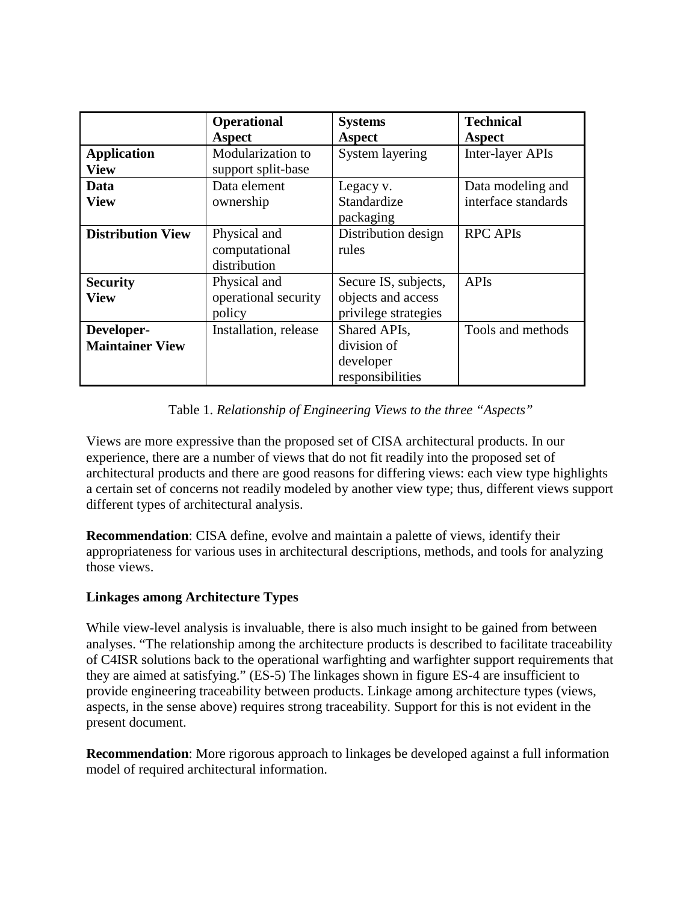| | **Operational Aspect** | **Systems Aspect** | **Technical Aspect** |
|---|---|---|---|
| **Application View** | Modularization to support split-base | System layering | Inter-layer APIs |
| **Data View** | Data element ownership | Legacy v. Standardize packaging | Data modeling and interface standards |
| **Distribution View** | Physical and computational distribution | Distribution design rules | RPC APIs |
| **Security View** | Physical and operational security policy | Secure IS, subjects, objects and access privilege strategies | APIs |
| **Developer-Maintainer View** | Installation, release | Shared APIs, division of developer responsibilities | Tools and methods |

Table 1. *Relationship of Engineering Views to the three "Aspects"*

Views are more expressive than the proposed set of CISA architectural products. In our experience, there are a number of views that do not fit readily into the proposed set of architectural products and there are good reasons for differing views: each view type highlights a certain set of concerns not readily modeled by another view type; thus, different views support different types of architectural analysis.

**Recommendation**: CISA define, evolve and maintain a palette of views, identify their appropriateness for various uses in architectural descriptions, methods, and tools for analyzing those views.

**Linkages among Architecture Types**

While view-level analysis is invaluable, there is also much insight to be gained from between analyses. "The relationship among the architecture products is described to facilitate traceability of C4ISR solutions back to the operational warfighting and warfighter support requirements that they are aimed at satisfying." (ES-5) The linkages shown in figure ES-4 are insufficient to provide engineering traceability between products. Linkage among architecture types (views, aspects, in the sense above) requires strong traceability. Support for this is not evident in the present document.

**Recommendation**: More rigorous approach to linkages be developed against a full information model of required architectural information.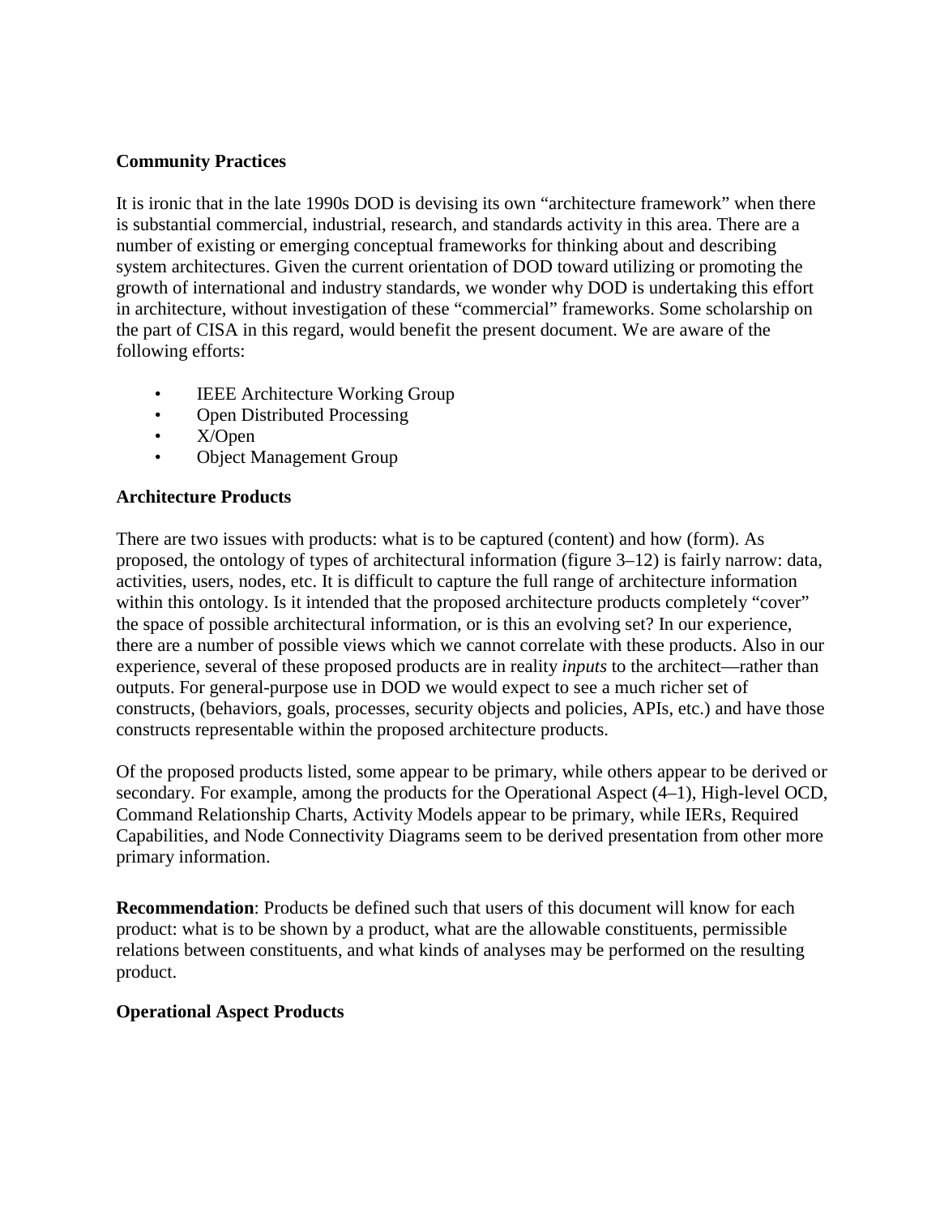**Community Practices**

It is ironic that in the late 1990s DOD is devising its own “architecture framework” when there is substantial commercial, industrial, research, and standards activity in this area. There are a number of existing or emerging conceptual frameworks for thinking about and describing system architectures. Given the current orientation of DOD toward utilizing or promoting the growth of international and industry standards, we wonder why DOD is undertaking this effort in architecture, without investigation of these “commercial” frameworks. Some scholarship on the part of CISA in this regard, would benefit the present document. We are aware of the following efforts:

- IEEE Architecture Working Group
- Open Distributed Processing
- X/Open
- Object Management Group

**Architecture Products**

There are two issues with products: what is to be captured (content) and how (form). As proposed, the ontology of types of architectural information (figure 3–12) is fairly narrow: data, activities, users, nodes, etc. It is difficult to capture the full range of architecture information within this ontology. Is it intended that the proposed architecture products completely “cover” the space of possible architectural information, or is this an evolving set? In our experience, there are a number of possible views which we cannot correlate with these products. Also in our experience, several of these proposed products are in reality *inputs* to the architect—rather than outputs. For general-purpose use in DOD we would expect to see a much richer set of constructs, (behaviors, goals, processes, security objects and policies, APIs, etc.) and have those constructs representable within the proposed architecture products.

Of the proposed products listed, some appear to be primary, while others appear to be derived or secondary. For example, among the products for the Operational Aspect (4–1), High-level OCD, Command Relationship Charts, Activity Models appear to be primary, while IERs, Required Capabilities, and Node Connectivity Diagrams seem to be derived presentation from other more primary information.

**Recommendation**: Products be defined such that users of this document will know for each product: what is to be shown by a product, what are the allowable constituents, permissible relations between constituents, and what kinds of analyses may be performed on the resulting product.

**Operational Aspect Products**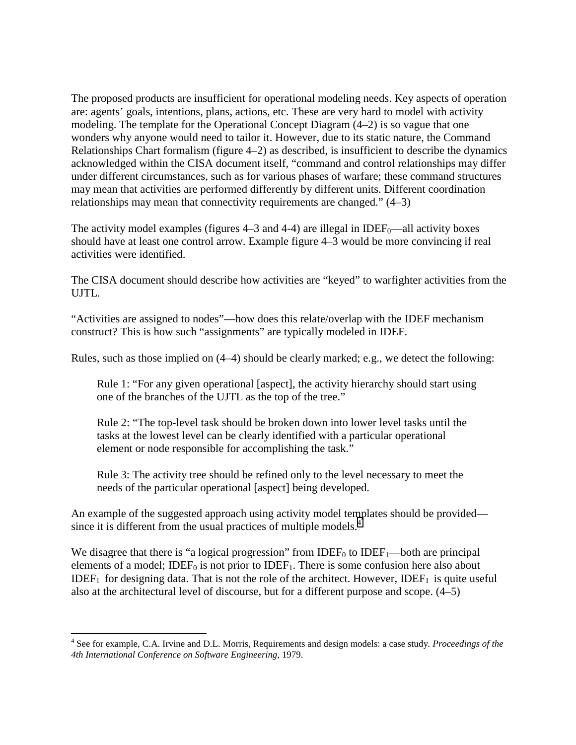The proposed products are insufficient for operational modeling needs. Key aspects of operation are: agents' goals, intentions, plans, actions, etc. These are very hard to model with activity modeling. The template for the Operational Concept Diagram (4–2) is so vague that one wonders why anyone would need to tailor it. However, due to its static nature, the Command Relationships Chart formalism (figure 4–2) as described, is insufficient to describe the dynamics acknowledged within the CISA document itself, "command and control relationships may differ under different circumstances, such as for various phases of warfare; these command structures may mean that activities are performed differently by different units. Different coordination relationships may mean that connectivity requirements are changed." (4–3)

The activity model examples (figures 4–3 and 4-4) are illegal in $IDEF_0$—all activity boxes should have at least one control arrow. Example figure 4–3 would be more convincing if real activities were identified.

The CISA document should describe how activities are "keyed" to warfighter activities from the UJTL.

"Activities are assigned to nodes"—how does this relate/overlap with the IDEF mechanism construct? This is how such "assignments" are typically modeled in IDEF.

Rules, such as those implied on (4–4) should be clearly marked; e.g., we detect the following:

> Rule 1: "For any given operational [aspect], the activity hierarchy should start using one of the branches of the UJTL as the top of the tree."
>
> Rule 2: "The top-level task should be broken down into lower level tasks until the tasks at the lowest level can be clearly identified with a particular operational element or node responsible for accomplishing the task."
>
> Rule 3: The activity tree should be refined only to the level necessary to meet the needs of the particular operational [aspect] being developed.

An example of the suggested approach using activity model templates should be provided—since it is different from the usual practices of multiple models.[4]

We disagree that there is "a logical progression" from $IDEF_0$ to $IDEF_1$—both are principal elements of a model; $IDEF_0$ is not prior to $IDEF_1$. There is some confusion here also about $IDEF_1$ for designing data. That is not the role of the architect. However, $IDEF_1$ is quite useful also at the architectural level of discourse, but for a different purpose and scope. (4–5)

---

[4] See for example, C.A. Irvine and D.L. Morris, Requirements and design models: a case study. *Proceedings of the 4th International Conference on Software Engineering*, 1979.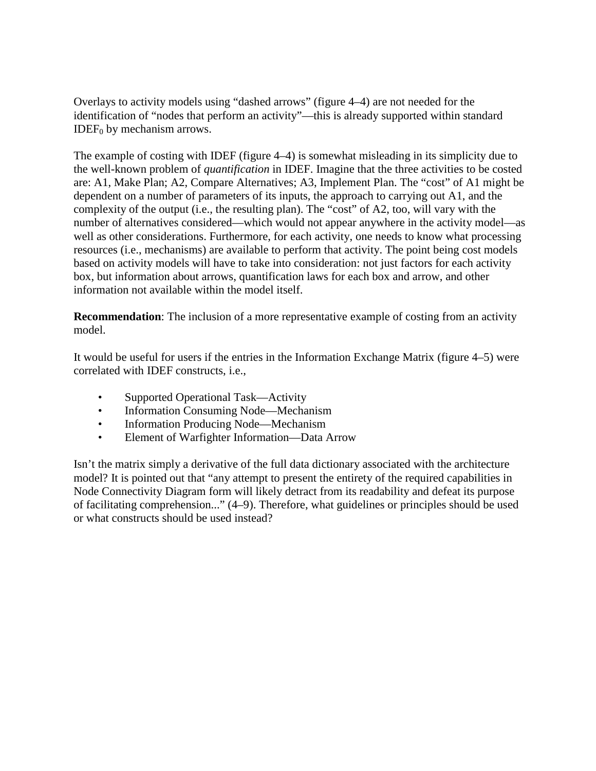Overlays to activity models using "dashed arrows" (figure 4–4) are not needed for the identification of "nodes that perform an activity"—this is already supported within standard $IDEF_0$ by mechanism arrows.

The example of costing with IDEF (figure 4–4) is somewhat misleading in its simplicity due to the well-known problem of *quantification* in IDEF. Imagine that the three activities to be costed are: A1, Make Plan; A2, Compare Alternatives; A3, Implement Plan. The "cost" of A1 might be dependent on a number of parameters of its inputs, the approach to carrying out A1, and the complexity of the output (i.e., the resulting plan). The "cost" of A2, too, will vary with the number of alternatives considered—which would not appear anywhere in the activity model—as well as other considerations. Furthermore, for each activity, one needs to know what processing resources (i.e., mechanisms) are available to perform that activity. The point being cost models based on activity models will have to take into consideration: not just factors for each activity box, but information about arrows, quantification laws for each box and arrow, and other information not available within the model itself.

**Recommendation**: The inclusion of a more representative example of costing from an activity model.

It would be useful for users if the entries in the Information Exchange Matrix (figure 4–5) were correlated with IDEF constructs, i.e.,

- Supported Operational Task—Activity
- Information Consuming Node—Mechanism
- Information Producing Node—Mechanism
- Element of Warfighter Information—Data Arrow

Isn't the matrix simply a derivative of the full data dictionary associated with the architecture model? It is pointed out that "any attempt to present the entirety of the required capabilities in Node Connectivity Diagram form will likely detract from its readability and defeat its purpose of facilitating comprehension..." (4–9). Therefore, what guidelines or principles should be used or what constructs should be used instead?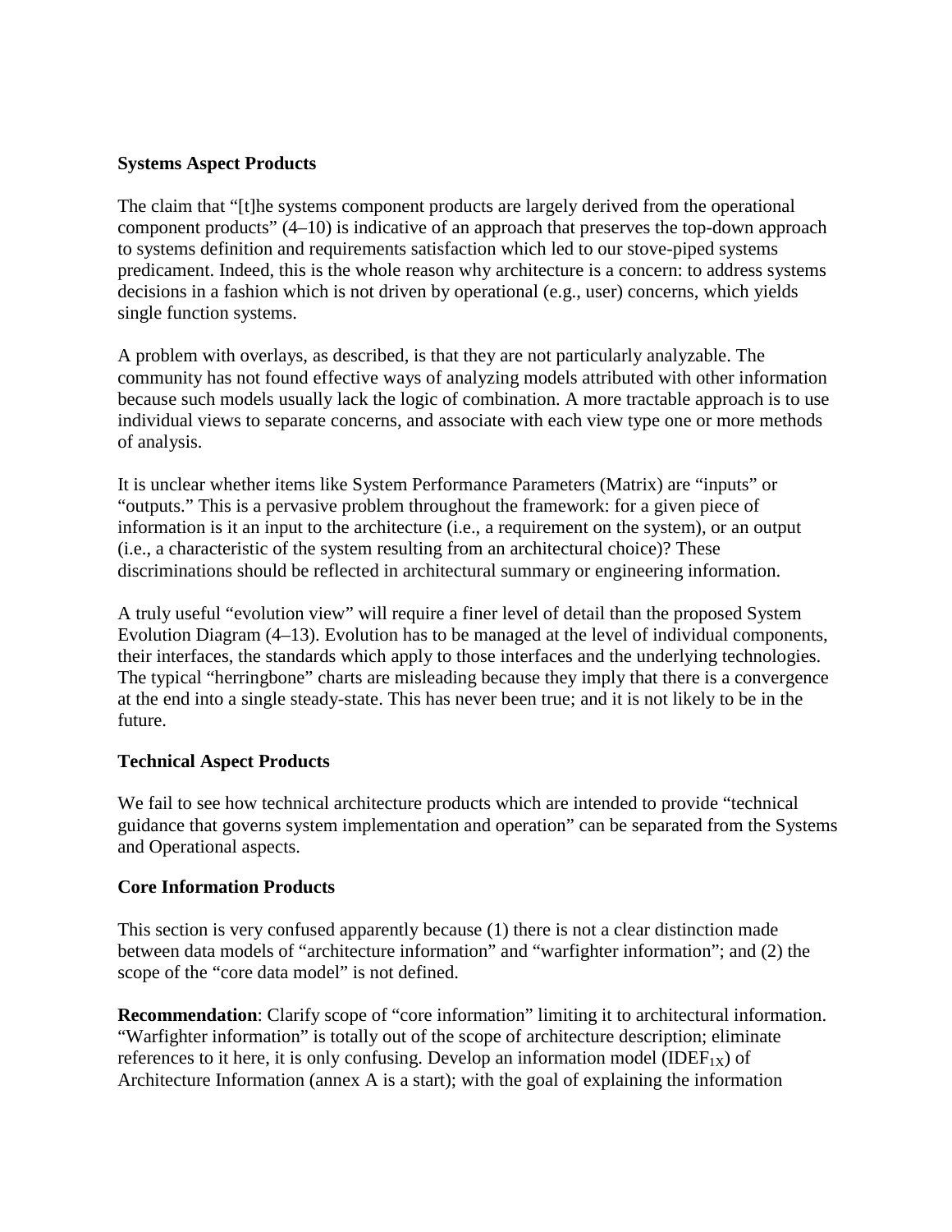**Systems Aspect Products**

The claim that "[t]he systems component products are largely derived from the operational component products" (4–10) is indicative of an approach that preserves the top-down approach to systems definition and requirements satisfaction which led to our stove-piped systems predicament. Indeed, this is the whole reason why architecture is a concern: to address systems decisions in a fashion which is not driven by operational (e.g., user) concerns, which yields single function systems.

A problem with overlays, as described, is that they are not particularly analyzable. The community has not found effective ways of analyzing models attributed with other information because such models usually lack the logic of combination. A more tractable approach is to use individual views to separate concerns, and associate with each view type one or more methods of analysis.

It is unclear whether items like System Performance Parameters (Matrix) are "inputs" or "outputs." This is a pervasive problem throughout the framework: for a given piece of information is it an input to the architecture (i.e., a requirement on the system), or an output (i.e., a characteristic of the system resulting from an architectural choice)? These discriminations should be reflected in architectural summary or engineering information.

A truly useful "evolution view" will require a finer level of detail than the proposed System Evolution Diagram (4–13). Evolution has to be managed at the level of individual components, their interfaces, the standards which apply to those interfaces and the underlying technologies. The typical "herringbone" charts are misleading because they imply that there is a convergence at the end into a single steady-state. This has never been true; and it is not likely to be in the future.

**Technical Aspect Products**

We fail to see how technical architecture products which are intended to provide "technical guidance that governs system implementation and operation" can be separated from the Systems and Operational aspects.

**Core Information Products**

This section is very confused apparently because (1) there is not a clear distinction made between data models of "architecture information" and "warfighter information"; and (2) the scope of the "core data model" is not defined.

**Recommendation**: Clarify scope of "core information" limiting it to architectural information. "Warfighter information" is totally out of the scope of architecture description; eliminate references to it here, it is only confusing. Develop an information model ($IDEF_{1X}$) of Architecture Information (annex A is a start); with the goal of explaining the information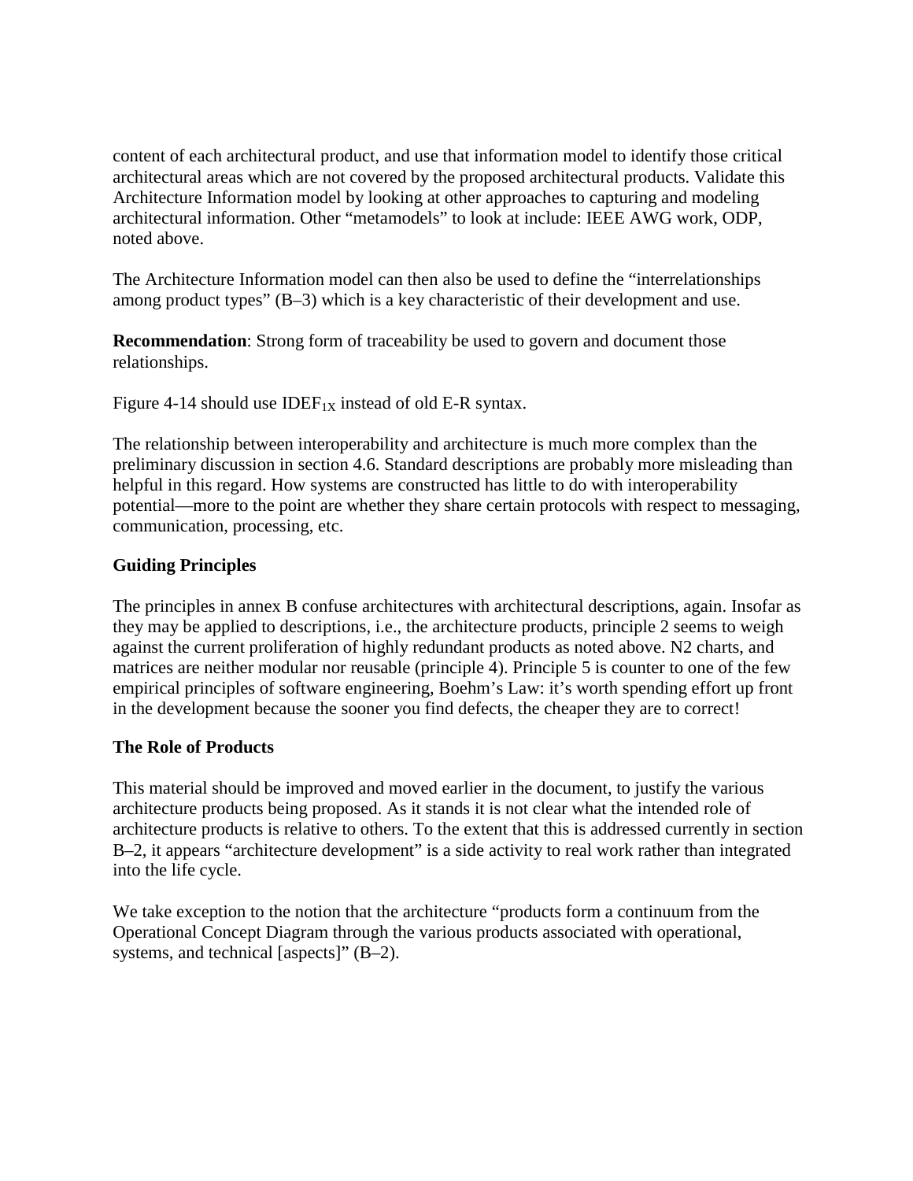content of each architectural product, and use that information model to identify those critical architectural areas which are not covered by the proposed architectural products. Validate this Architecture Information model by looking at other approaches to capturing and modeling architectural information. Other "metamodels" to look at include: IEEE AWG work, ODP, noted above.

The Architecture Information model can then also be used to define the "interrelationships among product types" (B–3) which is a key characteristic of their development and use.

**Recommendation**: Strong form of traceability be used to govern and document those relationships.

Figure 4-14 should use $IDEF_{1X}$ instead of old E-R syntax.

The relationship between interoperability and architecture is much more complex than the preliminary discussion in section 4.6. Standard descriptions are probably more misleading than helpful in this regard. How systems are constructed has little to do with interoperability potential—more to the point are whether they share certain protocols with respect to messaging, communication, processing, etc.

**Guiding Principles**

The principles in annex B confuse architectures with architectural descriptions, again. Insofar as they may be applied to descriptions, i.e., the architecture products, principle 2 seems to weigh against the current proliferation of highly redundant products as noted above. N2 charts, and matrices are neither modular nor reusable (principle 4). Principle 5 is counter to one of the few empirical principles of software engineering, Boehm's Law: it's worth spending effort up front in the development because the sooner you find defects, the cheaper they are to correct!

**The Role of Products**

This material should be improved and moved earlier in the document, to justify the various architecture products being proposed. As it stands it is not clear what the intended role of architecture products is relative to others. To the extent that this is addressed currently in section B–2, it appears "architecture development" is a side activity to real work rather than integrated into the life cycle.

We take exception to the notion that the architecture "products form a continuum from the Operational Concept Diagram through the various products associated with operational, systems, and technical [aspects]" (B–2).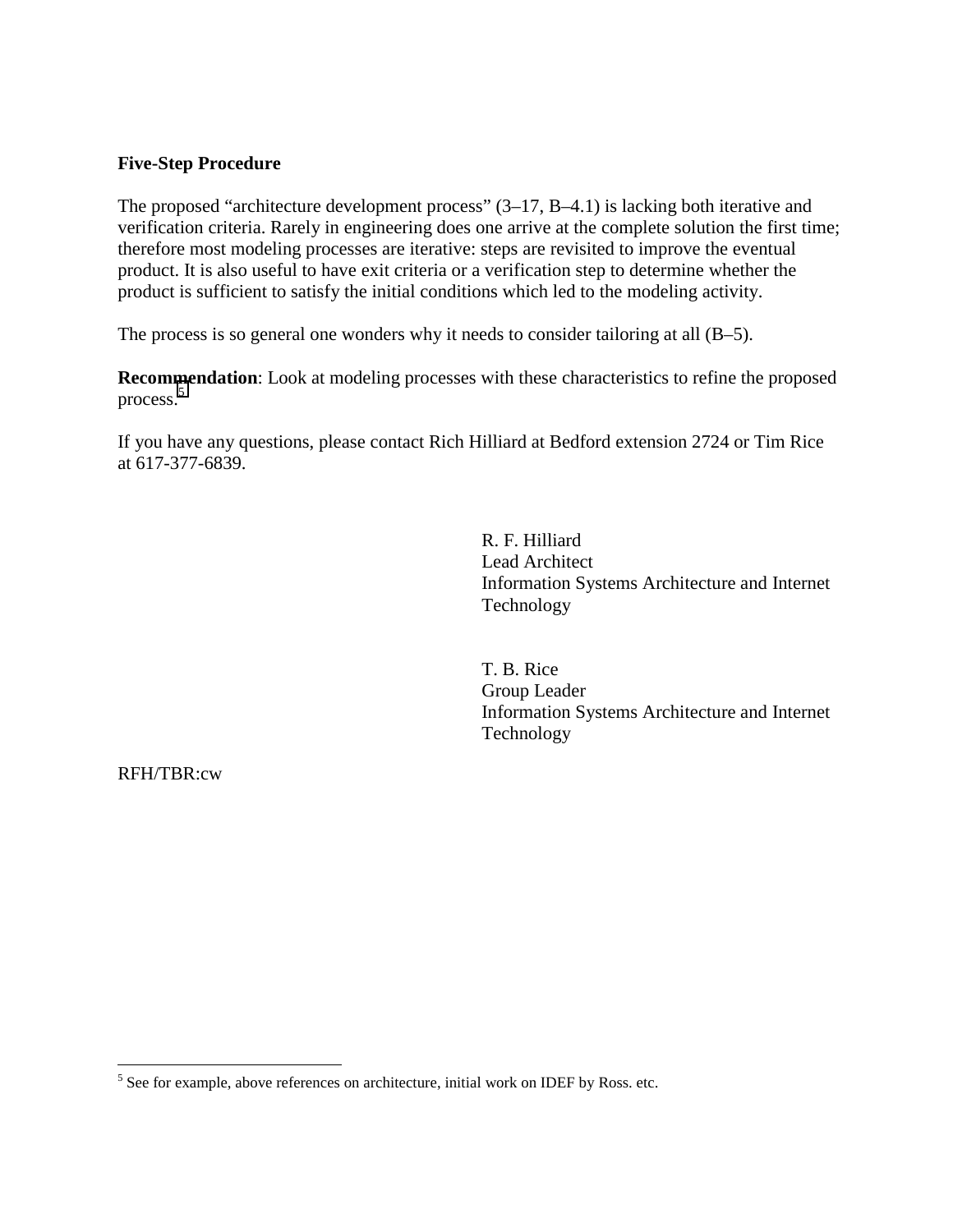**Five-Step Procedure**

The proposed “architecture development process” (3–17, B–4.1) is lacking both iterative and verification criteria. Rarely in engineering does one arrive at the complete solution the first time; therefore most modeling processes are iterative: steps are revisited to improve the eventual product. It is also useful to have exit criteria or a verification step to determine whether the product is sufficient to satisfy the initial conditions which led to the modeling activity.

The process is so general one wonders why it needs to consider tailoring at all (B–5).

**Recommendation**: Look at modeling processes with these characteristics to refine the proposed process.[5]

If you have any questions, please contact Rich Hilliard at Bedford extension 2724 or Tim Rice at 617-377-6839.

R. F. Hilliard
Lead Architect
Information Systems Architecture and Internet Technology

T. B. Rice
Group Leader
Information Systems Architecture and Internet Technology

RFH/TBR:cw

---

[5] See for example, above references on architecture, initial work on IDEF by Ross. etc.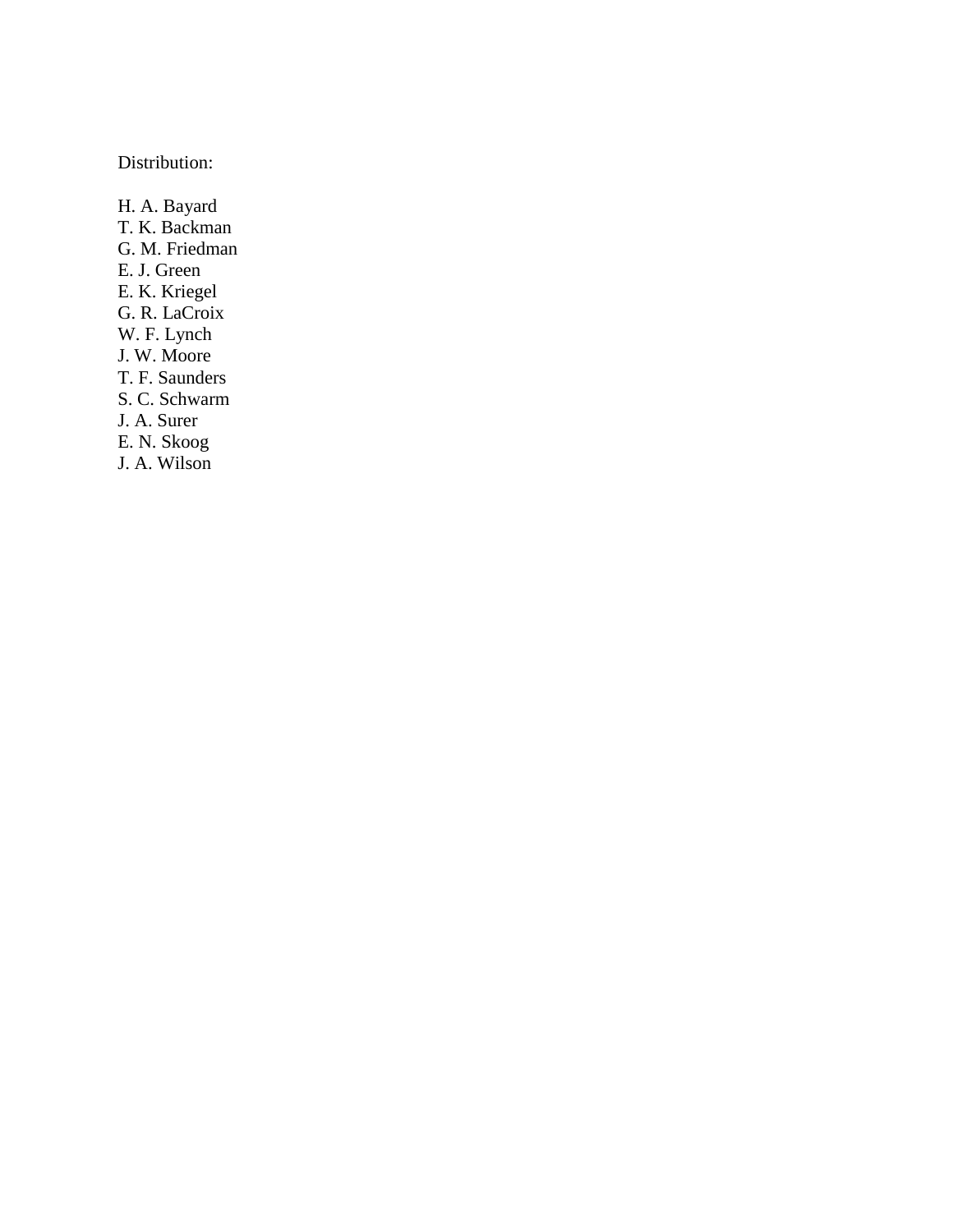Distribution:

H. A. Bayard  
T. K. Backman  
G. M. Friedman  
E. J. Green  
E. K. Kriegel  
G. R. LaCroix  
W. F. Lynch  
J. W. Moore  
T. F. Saunders  
S. C. Schwarm  
J. A. Surer  
E. N. Skoog  
J. A. Wilson